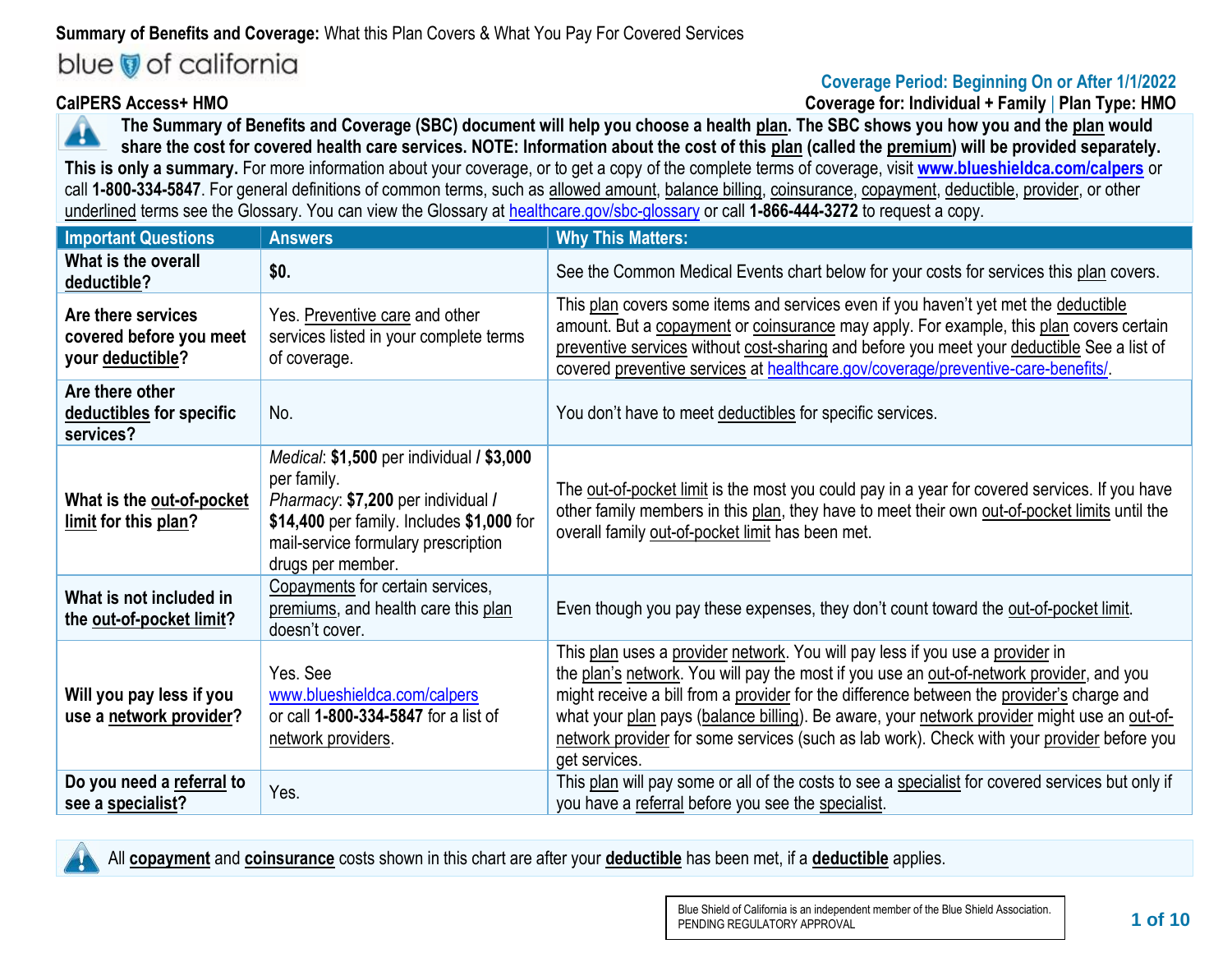**Summary of Benefits and Coverage:** What this Plan Covers & What You Pay For Covered Services

blue of california

**Coverage Period: Beginning On or After 1/1/2022**

**CalPERS Access+ HMO**

**Coverage for: Individual + Family | Plan Type: HMO**

**The Summary of Benefits and Coverage (SBC) document will help you choose a health plan. The SBC shows you how you and the plan would share the cost for covered health care services. NOTE: Information about the cost of this plan (called the premium) will be provided separately.**

**This is only a summary.** For more information about your coverage, or to get a copy of the complete terms of coverage, visit **www.blueshieldca.com/calpers** or call **1-800-334-5847**. For general definitions of common terms, such as allowed amount, balance billing, coinsurance, copayment, deductible, provider, or other underlined terms see the Glossary. You can view the Glossary at healthcare.gov/sbc-glossary or call **1-866-444-3272** to request a copy.

| Important Questions | Answers | Why This Matters: |
|---|---|---|
| **What is the overall deductible?** | **$0.** | See the Common Medical Events chart below for your costs for services this plan covers. |
| **Are there services covered before you meet your deductible?** | Yes. Preventive care and other services listed in your complete terms of coverage. | This plan covers some items and services even if you haven't yet met the deductible amount. But a copayment or coinsurance may apply. For example, this plan covers certain preventive services without cost-sharing and before you meet your deductible See a list of covered preventive services at healthcare.gov/coverage/preventive-care-benefits/. |
| **Are there other deductibles for specific services?** | No. | You don't have to meet deductibles for specific services. |
| **What is the out-of-pocket limit for this plan?** | *Medical*: **$1,500** per individual **/ $3,000** per family. *Pharmacy*: **$7,200** per individual / **$14,400** per family. Includes **$1,000** for mail-service formulary prescription drugs per member. | The out-of-pocket limit is the most you could pay in a year for covered services. If you have other family members in this plan, they have to meet their own out-of-pocket limits until the overall family out-of-pocket limit has been met. |
| **What is not included in the out-of-pocket limit?** | Copayments for certain services, premiums, and health care this plan doesn't cover. | Even though you pay these expenses, they don't count toward the out-of-pocket limit. |
| **Will you pay less if you use a network provider?** | Yes. See www.blueshieldca.com/calpers or call **1-800-334-5847** for a list of network providers. | This plan uses a provider network. You will pay less if you use a provider in the plan's network. You will pay the most if you use an out-of-network provider, and you might receive a bill from a provider for the difference between the provider's charge and what your plan pays (balance billing). Be aware, your network provider might use an out-of-network provider for some services (such as lab work). Check with your provider before you get services. |
| **Do you need a referral to see a specialist?** | Yes. | This plan will pay some or all of the costs to see a specialist for covered services but only if you have a referral before you see the specialist. |

All **copayment** and **coinsurance** costs shown in this chart are after your **deductible** has been met, if a **deductible** applies.

Blue Shield of California is an independent member of the Blue Shield Association.
PENDING REGULATORY APPROVAL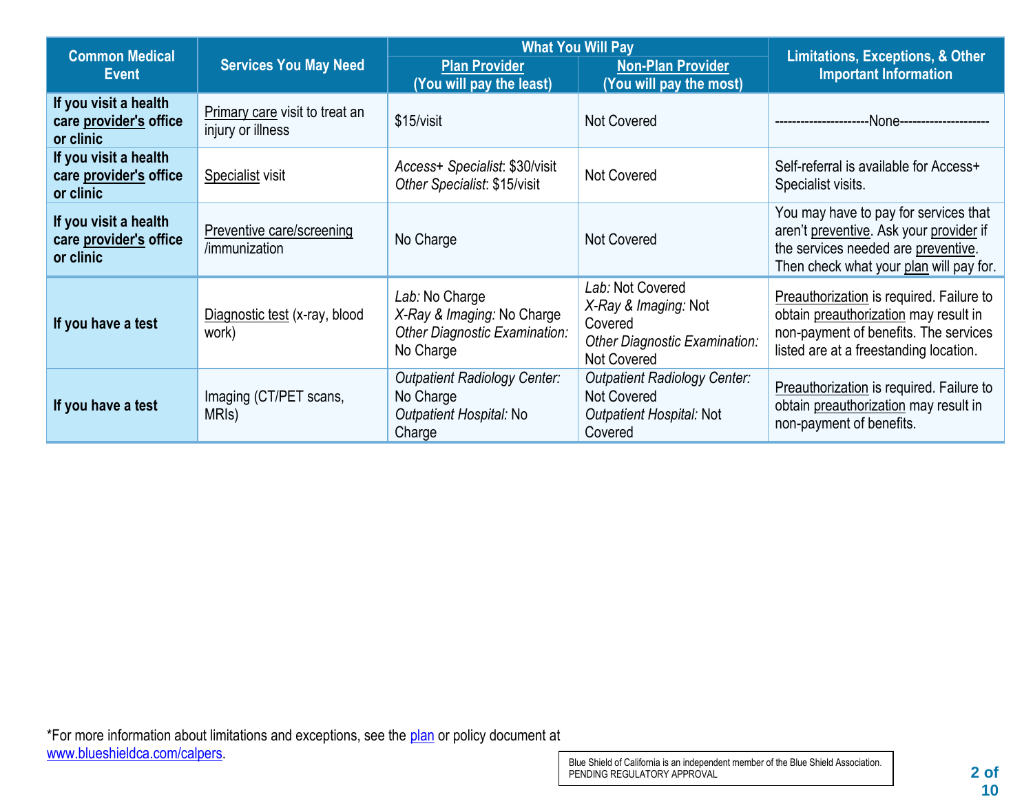| Common Medical Event | Services You May Need | What You Will Pay | | Limitations, Exceptions, & Other Important Information |
|---|---|---|---|---|
| | | Plan Provider (You will pay the least) | Non-Plan Provider (You will pay the most) | |
| **If you visit a health care provider's office or clinic** | Primary care visit to treat an injury or illness | $15/visit | Not Covered | ---------------------None-------------------- |
| **If you visit a health care provider's office or clinic** | Specialist visit | *Access+ Specialist*: $30/visit *Other Specialist*: $15/visit | Not Covered | Self-referral is available for Access+ Specialist visits. |
| **If you visit a health care provider's office or clinic** | Preventive care/screening /immunization | No Charge | Not Covered | You may have to pay for services that aren't preventive. Ask your provider if the services needed are preventive. Then check what your plan will pay for. |
| **If you have a test** | Diagnostic test (x-ray, blood work) | *Lab:* No Charge *X-Ray & Imaging:* No Charge *Other Diagnostic Examination:* No Charge | *Lab:* Not Covered *X-Ray & Imaging:* Not Covered *Other Diagnostic Examination:* Not Covered | Preauthorization is required. Failure to obtain preauthorization may result in non-payment of benefits. The services listed are at a freestanding location. |
| **If you have a test** | Imaging (CT/PET scans, MRIs) | *Outpatient Radiology Center:* No Charge *Outpatient Hospital:* No Charge | *Outpatient Radiology Center:* Not Covered *Outpatient Hospital:* Not Covered | Preauthorization is required. Failure to obtain preauthorization may result in non-payment of benefits. |

*For more information about limitations and exceptions, see the plan or policy document at www.blueshieldca.com/calpers.

Blue Shield of California is an independent member of the Blue Shield Association.
PENDING REGULATORY APPROVAL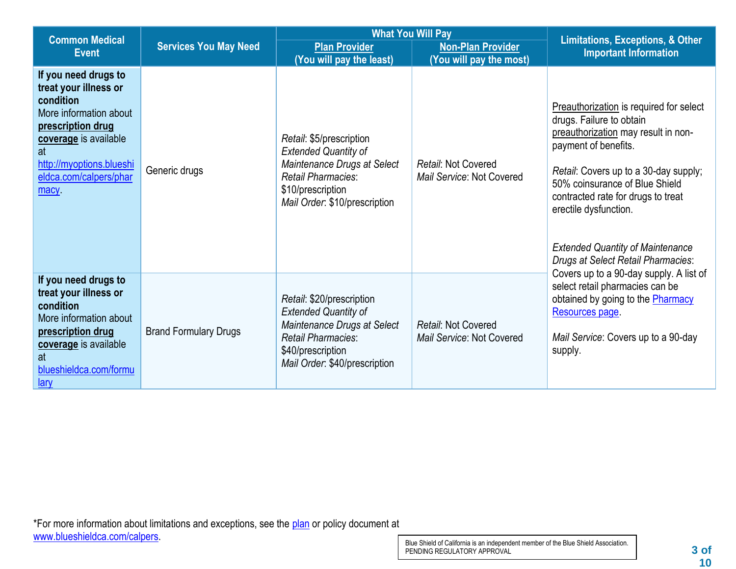| Common Medical Event | Services You May Need | What You Will Pay | | Limitations, Exceptions, & Other Important Information |
|---|---|---|---|---|
| | | Plan Provider (You will pay the least) | Non-Plan Provider (You will pay the most) | |
| **If you need drugs to treat your illness or condition** More information about **prescription drug coverage** is available at http://myoptions.blueshieldca.com/calpers/pharmacy. | Generic drugs | *Retail*: $5/prescription *Extended Quantity of Maintenance Drugs at Select Retail Pharmacies*: $10/prescription *Mail Order*: $10/prescription | *Retail*: Not Covered *Mail Service*: Not Covered | Preauthorization is required for select drugs. Failure to obtain preauthorization may result in non-payment of benefits. *Retail*: Covers up to a 30-day supply; 50% coinsurance of Blue Shield contracted rate for drugs to treat erectile dysfunction. *Extended Quantity of Maintenance Drugs at Select Retail Pharmacies*: Covers up to a 90-day supply. A list of select retail pharmacies can be obtained by going to the Pharmacy Resources page. *Mail Service*: Covers up to a 90-day supply. |
| **If you need drugs to treat your illness or condition** More information about **prescription drug coverage** is available at blueshieldca.com/formulary | Brand Formulary Drugs | *Retail*: $20/prescription *Extended Quantity of Maintenance Drugs at Select Retail Pharmacies*: $40/prescription *Mail Order*: $40/prescription | *Retail*: Not Covered *Mail Service*: Not Covered | |

*For more information about limitations and exceptions, see the plan or policy document at www.blueshieldca.com/calpers.

Blue Shield of California is an independent member of the Blue Shield Association.
PENDING REGULATORY APPROVAL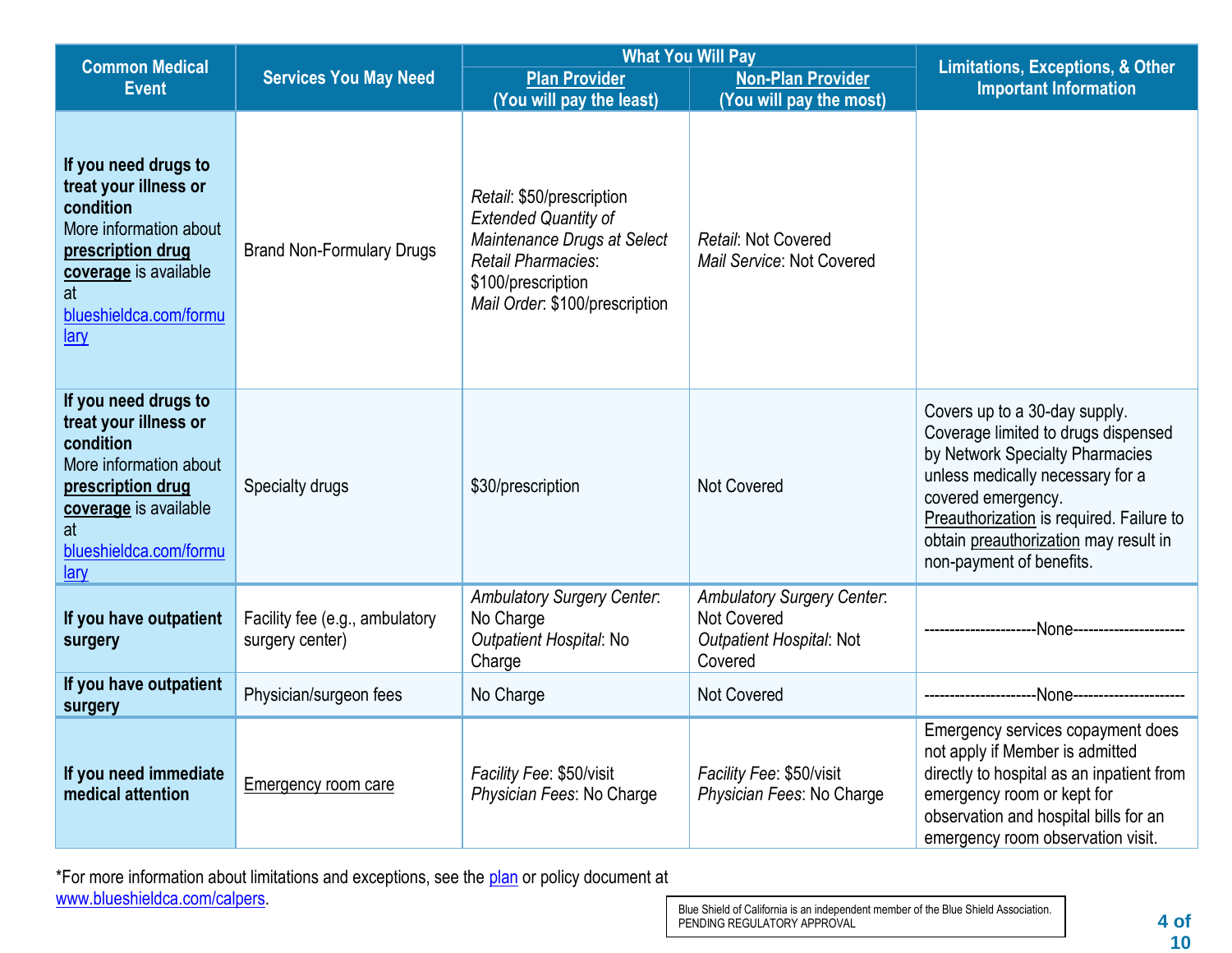| Common Medical Event | Services You May Need | What You Will Pay | | Limitations, Exceptions, & Other Important Information |
|---|---|---|---|---|
| | | Plan Provider (You will pay the least) | Non-Plan Provider (You will pay the most) | |
| **If you need drugs to treat your illness or condition** More information about **prescription drug coverage** is available at blueshieldca.com/formulary | Brand Non-Formulary Drugs | *Retail*: $50/prescription *Extended Quantity of Maintenance Drugs at Select Retail Pharmacies*: $100/prescription *Mail Order*: $100/prescription | *Retail*: Not Covered *Mail Service*: Not Covered | |
| **If you need drugs to treat your illness or condition** More information about **prescription drug coverage** is available at blueshieldca.com/formulary | Specialty drugs | $30/prescription | Not Covered | Covers up to a 30-day supply. Coverage limited to drugs dispensed by Network Specialty Pharmacies unless medically necessary for a covered emergency. Preauthorization is required. Failure to obtain preauthorization may result in non-payment of benefits. |
| **If you have outpatient surgery** | Facility fee (e.g., ambulatory surgery center) | *Ambulatory Surgery Center*: No Charge *Outpatient Hospital*: No Charge | *Ambulatory Surgery Center*: Not Covered *Outpatient Hospital*: Not Covered | ---------------------None--------------------- |
| **If you have outpatient surgery** | Physician/surgeon fees | No Charge | Not Covered | ---------------------None--------------------- |
| **If you need immediate medical attention** | Emergency room care | *Facility Fee*: $50/visit *Physician Fees*: No Charge | *Facility Fee*: $50/visit *Physician Fees*: No Charge | Emergency services copayment does not apply if Member is admitted directly to hospital as an inpatient from emergency room or kept for observation and hospital bills for an emergency room observation visit. |

*For more information about limitations and exceptions, see the plan or policy document at www.blueshieldca.com/calpers.

Blue Shield of California is an independent member of the Blue Shield Association.
PENDING REGULATORY APPROVAL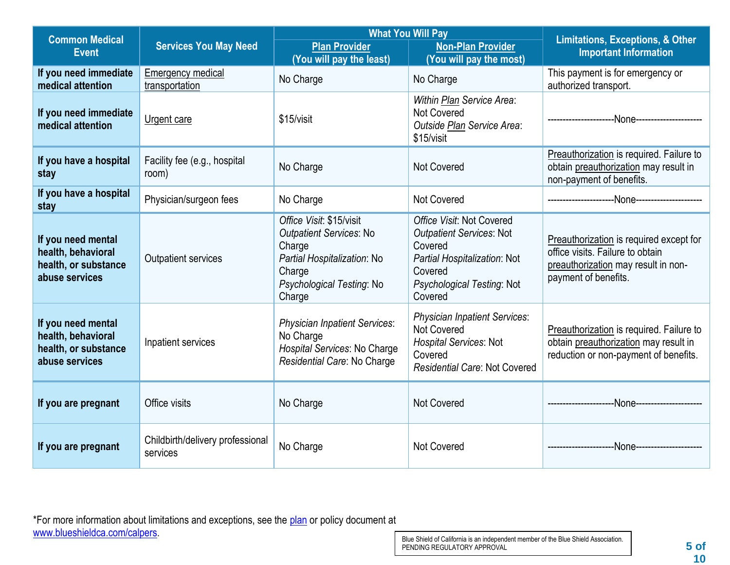| Common Medical Event | Services You May Need | What You Will Pay | | Limitations, Exceptions, & Other Important Information |
|---|---|---|---|---|
| | | Plan Provider (You will pay the least) | Non-Plan Provider (You will pay the most) | |
| **If you need immediate medical attention** | Emergency medical transportation | No Charge | No Charge | This payment is for emergency or authorized transport. |
| **If you need immediate medical attention** | Urgent care | $15/visit | *Within Plan Service Area*: Not Covered *Outside Plan Service Area*: $15/visit | ---------------------None--------------------- |
| **If you have a hospital stay** | Facility fee (e.g., hospital room) | No Charge | Not Covered | Preauthorization is required. Failure to obtain preauthorization may result in non-payment of benefits. |
| **If you have a hospital stay** | Physician/surgeon fees | No Charge | Not Covered | ---------------------None--------------------- |
| **If you need mental health, behavioral health, or substance abuse services** | Outpatient services | *Office Visit*: $15/visit *Outpatient Services*: No Charge *Partial Hospitalization*: No Charge *Psychological Testing*: No Charge | *Office Visit*: Not Covered *Outpatient Services*: Not Covered *Partial Hospitalization*: Not Covered *Psychological Testing*: Not Covered | Preauthorization is required except for office visits. Failure to obtain preauthorization may result in non-payment of benefits. |
| **If you need mental health, behavioral health, or substance abuse services** | Inpatient services | *Physician Inpatient Services*: No Charge *Hospital Services*: No Charge *Residential Care*: No Charge | *Physician Inpatient Services*: Not Covered *Hospital Services*: Not Covered *Residential Care*: Not Covered | Preauthorization is required. Failure to obtain preauthorization may result in reduction or non-payment of benefits. |
| **If you are pregnant** | Office visits | No Charge | Not Covered | ---------------------None--------------------- |
| **If you are pregnant** | Childbirth/delivery professional services | No Charge | Not Covered | ---------------------None--------------------- |

*For more information about limitations and exceptions, see the plan or policy document at www.blueshieldca.com/calpers.

Blue Shield of California is an independent member of the Blue Shield Association.
PENDING REGULATORY APPROVAL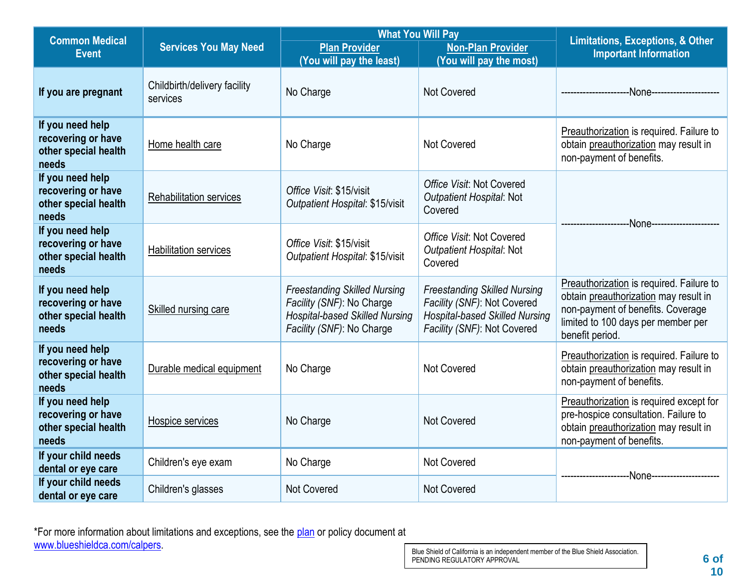| Common Medical Event | Services You May Need | What You Will Pay | | Limitations, Exceptions, & Other Important Information |
|---|---|---|---|---|
| | | Plan Provider (You will pay the least) | Non-Plan Provider (You will pay the most) | |
| **If you are pregnant** | Childbirth/delivery facility services | No Charge | Not Covered | ---------------------None--------------------- |
| **If you need help recovering or have other special health needs** | Home health care | No Charge | Not Covered | Preauthorization is required. Failure to obtain preauthorization may result in non-payment of benefits. |
| **If you need help recovering or have other special health needs** | Rehabilitation services | *Office Visit*: $15/visit *Outpatient Hospital*: $15/visit | *Office Visit*: Not Covered *Outpatient Hospital*: Not Covered | ---------------------None--------------------- |
| **If you need help recovering or have other special health needs** | Habilitation services | *Office Visit*: $15/visit *Outpatient Hospital*: $15/visit | *Office Visit*: Not Covered *Outpatient Hospital*: Not Covered | |
| **If you need help recovering or have other special health needs** | Skilled nursing care | *Freestanding Skilled Nursing Facility (SNF)*: No Charge *Hospital-based Skilled Nursing Facility (SNF)*: No Charge | *Freestanding Skilled Nursing Facility (SNF)*: Not Covered *Hospital-based Skilled Nursing Facility (SNF)*: Not Covered | Preauthorization is required. Failure to obtain preauthorization may result in non-payment of benefits. Coverage limited to 100 days per member per benefit period. |
| **If you need help recovering or have other special health needs** | Durable medical equipment | No Charge | Not Covered | Preauthorization is required. Failure to obtain preauthorization may result in non-payment of benefits. |
| **If you need help recovering or have other special health needs** | Hospice services | No Charge | Not Covered | Preauthorization is required except for pre-hospice consultation. Failure to obtain preauthorization may result in non-payment of benefits. |
| **If your child needs dental or eye care** | Children's eye exam | No Charge | Not Covered | ---------------------None--------------------- |
| **If your child needs dental or eye care** | Children's glasses | Not Covered | Not Covered | |

*For more information about limitations and exceptions, see the plan or policy document at www.blueshieldca.com/calpers.

Blue Shield of California is an independent member of the Blue Shield Association.
PENDING REGULATORY APPROVAL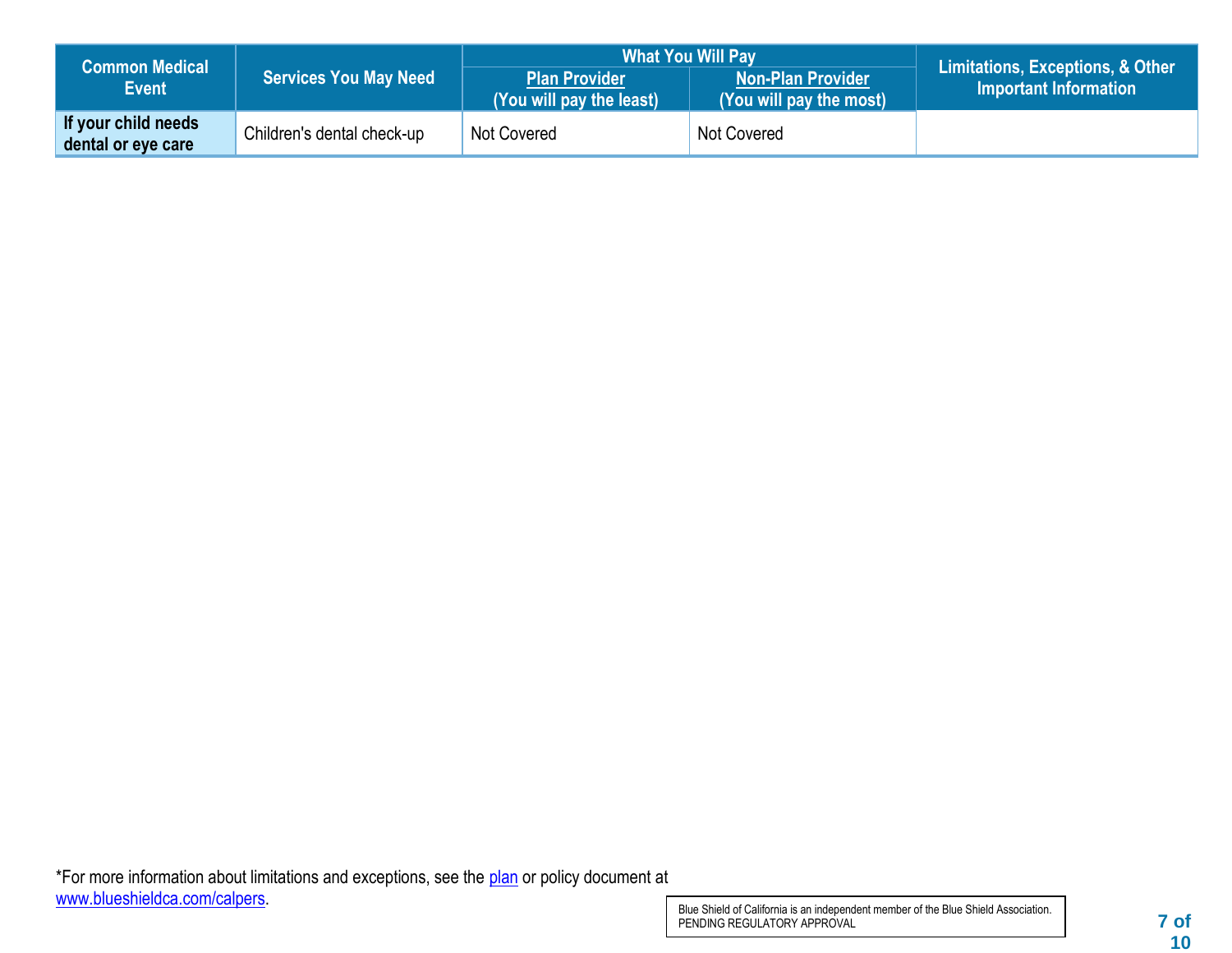| Common Medical Event | Services You May Need | What You Will Pay | | Limitations, Exceptions, & Other Important Information |
|---|---|---|---|---|
| | | Plan Provider (You will pay the least) | Non-Plan Provider (You will pay the most) | |
| **If your child needs dental or eye care** | Children's dental check-up | Not Covered | Not Covered | |

*For more information about limitations and exceptions, see the plan or policy document at www.blueshieldca.com/calpers.

Blue Shield of California is an independent member of the Blue Shield Association.
PENDING REGULATORY APPROVAL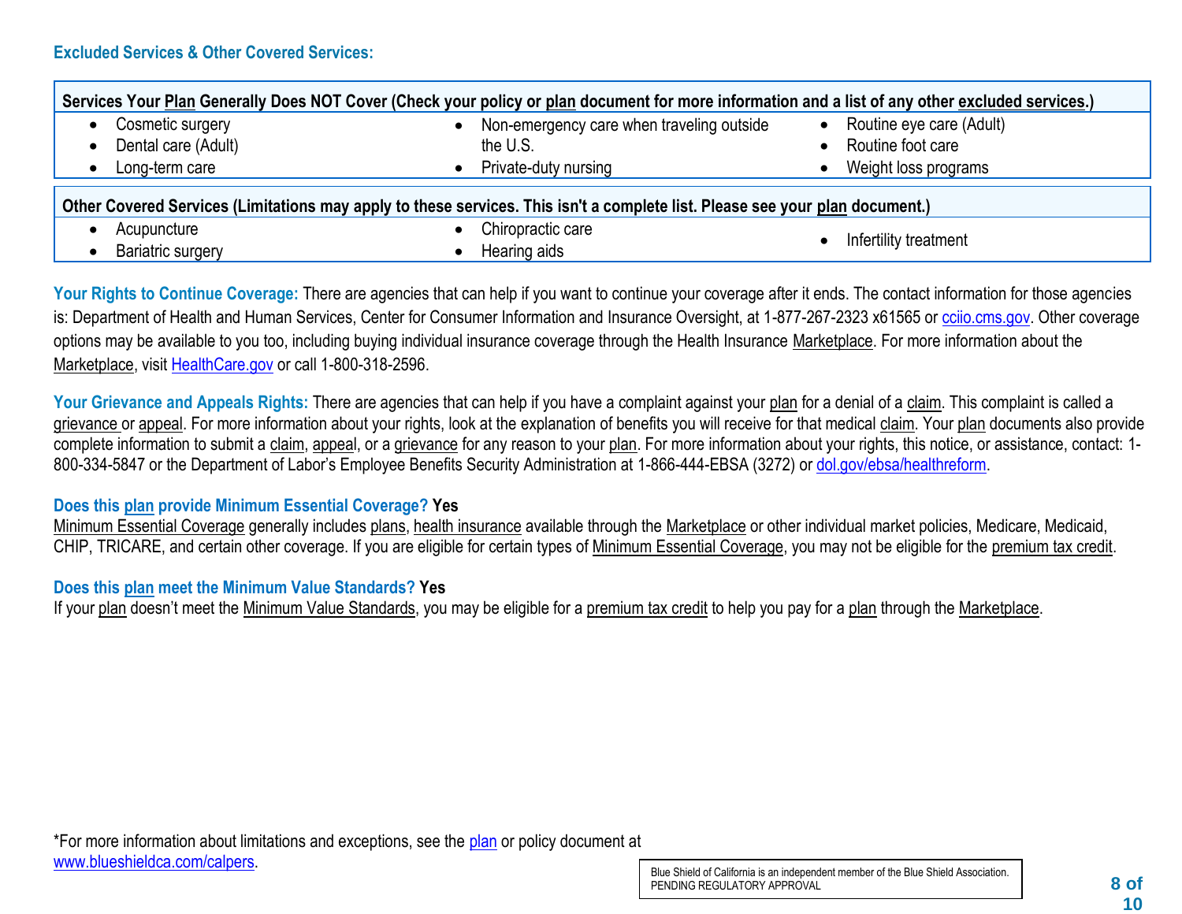## Excluded Services & Other Covered Services:

| Services Your Plan Generally Does NOT Cover (Check your policy or plan document for more information and a list of any other excluded services.) | | |
|---|---|---|
| • Cosmetic surgery<br>• Dental care (Adult)<br>• Long-term care | • Non-emergency care when traveling outside the U.S.<br>• Private-duty nursing | • Routine eye care (Adult)<br>• Routine foot care<br>• Weight loss programs |

| Other Covered Services (Limitations may apply to these services. This isn't a complete list. Please see your plan document.) | | |
|---|---|---|
| • Acupuncture<br>• Bariatric surgery | • Chiropractic care<br>• Hearing aids | • Infertility treatment |

**Your Rights to Continue Coverage:** There are agencies that can help if you want to continue your coverage after it ends. The contact information for those agencies is: Department of Health and Human Services, Center for Consumer Information and Insurance Oversight, at 1-877-267-2323 x61565 or cciio.cms.gov. Other coverage options may be available to you too, including buying individual insurance coverage through the Health Insurance Marketplace. For more information about the Marketplace, visit HealthCare.gov or call 1-800-318-2596.

**Your Grievance and Appeals Rights:** There are agencies that can help if you have a complaint against your plan for a denial of a claim. This complaint is called a grievance or appeal. For more information about your rights, look at the explanation of benefits you will receive for that medical claim. Your plan documents also provide complete information to submit a claim, appeal, or a grievance for any reason to your plan. For more information about your rights, this notice, or assistance, contact: 1-800-334-5847 or the Department of Labor's Employee Benefits Security Administration at 1-866-444-EBSA (3272) or dol.gov/ebsa/healthreform.

**Does this plan provide Minimum Essential Coverage? Yes**

Minimum Essential Coverage generally includes plans, health insurance available through the Marketplace or other individual market policies, Medicare, Medicaid, CHIP, TRICARE, and certain other coverage. If you are eligible for certain types of Minimum Essential Coverage, you may not be eligible for the premium tax credit.

**Does this plan meet the Minimum Value Standards? Yes**

If your plan doesn't meet the Minimum Value Standards, you may be eligible for a premium tax credit to help you pay for a plan through the Marketplace.

*For more information about limitations and exceptions, see the plan or policy document at www.blueshieldca.com/calpers.

Blue Shield of California is an independent member of the Blue Shield Association.
PENDING REGULATORY APPROVAL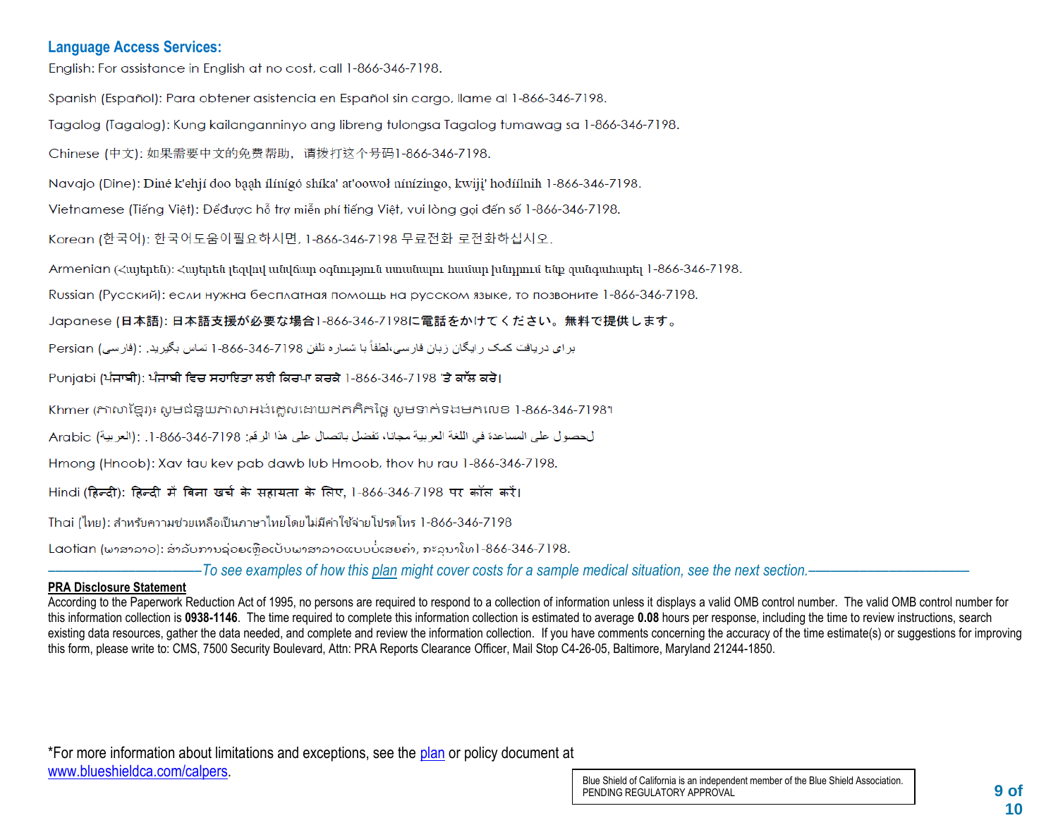## Language Access Services:

English: For assistance in English at no cost, call 1-866-346-7198.

Spanish (Español): Para obtener asistencia en Español sin cargo, llame al 1-866-346-7198.

Tagalog (Tagalog): Kung kailanganninyo ang libreng tulongsa Tagalog tumawag sa 1-866-346-7198.

Chinese (中文): 如果需要中文的免费帮助，请拨打这个号码1-866-346-7198.

Navajo (Dine): Diné k'ehjí doo bąąh ílínígó shíka' at'oowoł nínízingo, kwiįį' hodíílnih 1-866-346-7198.

Vietnamese (Tiếng Việt): Đểđược hỗ trợ miễn phí tiếng Việt, vui lòng gọi đến số 1-866-346-7198.

Korean (한국어): 한국어도움이필요하시면, 1-866-346-7198 무료전화 로전화하십시오.

Armenian (Հայերեն): Հայերեն լեզվով անվճար օգնություն ստանալու համար խնդրում ենք զանգահարել 1-866-346-7198.

Russian (Русский): если нужна бесплатная помощь на русском языке, то позвоните 1-866-346-7198.

Japanese (日本語): 日本語支援が必要な場合1-866-346-7198に電話をかけてください。無料で提供します。

Persian (فارسی): برای دریافت کمک رایگان زبان فارسی،لطفاً با شماره تلفن 1-866-346-7198 تماس بگیرید.

Punjabi (ਪੰਜਾਬੀ): ਪੰਜਾਬੀ ਵਿਚ ਸਹਾਇਤਾ ਲਈ ਕਿਰਪਾ ਕਰਕੇ 1-866-346-7198 'ਤੇ ਕਾੱਲ ਕਰੋ।

Khmer (ភាសាខ្មែរ)៖ សូមជជួយភាសាអង់គ្លេសដោយឥតគិតថ្លៃ សូមទាក់ទងមកលេខ 1-866-346-7198។

Arabic (العربية): للحصول على المساعدة في اللغة العربية مجانا، تفضل بالاتصال على هذا الرقم: 1-866-346-7198.

Hmong (Hnoob): Xav tau kev pab dawb lub Hmoob, thov hu rau 1-866-346-7198.

Hindi (हिन्दी): हिन्दी में बिना खर्च के सहायता के लिए, 1-866-346-7198 पर कॉल करें।

Thai (ไทย): สำหรับความช่วยเหลือเป็นภาษาไทยโดยไม่มีค่าใช้จ่ายโปรดโทร 1-866-346-7198

Laotian (ພາສາລາວ): ສຳລັບການຊ່ວຍເຫຼືອເປັນພາສາລາວແບບບໍ່ເສຍຄ່າ, ກະລຸນາໂທ1-866-346-7198.

*To see examples of how this plan might cover costs for a sample medical situation, see the next section.*

**PRA Disclosure Statement**

According to the Paperwork Reduction Act of 1995, no persons are required to respond to a collection of information unless it displays a valid OMB control number. The valid OMB control number for this information collection is **0938-1146**. The time required to complete this information collection is estimated to average **0.08** hours per response, including the time to review instructions, search existing data resources, gather the data needed, and complete and review the information collection. If you have comments concerning the accuracy of the time estimate(s) or suggestions for improving this form, please write to: CMS, 7500 Security Boulevard, Attn: PRA Reports Clearance Officer, Mail Stop C4-26-05, Baltimore, Maryland 21244-1850.

*For more information about limitations and exceptions, see the plan or policy document at www.blueshieldca.com/calpers.

Blue Shield of California is an independent member of the Blue Shield Association.
PENDING REGULATORY APPROVAL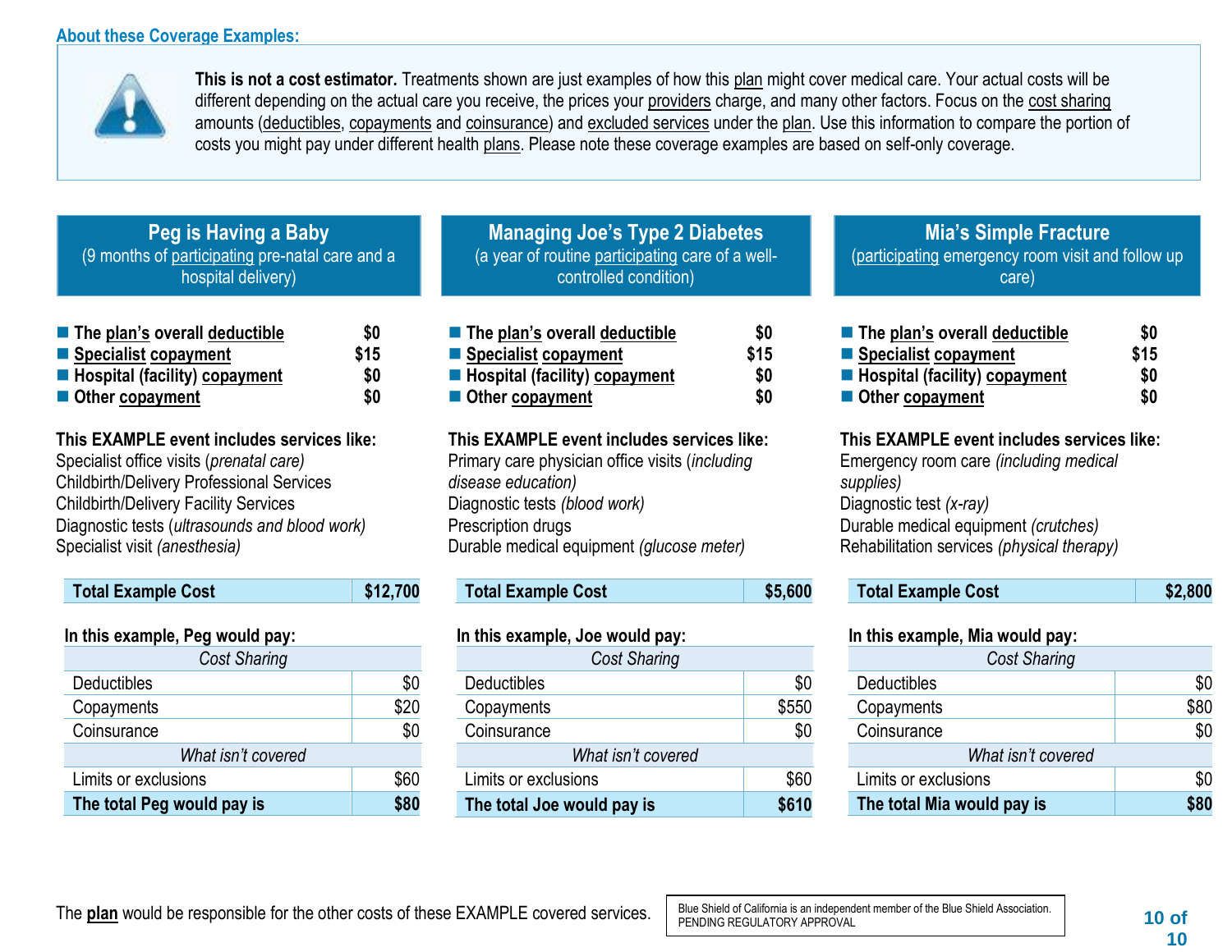## About these Coverage Examples:

**This is not a cost estimator.** Treatments shown are just examples of how this plan might cover medical care. Your actual costs will be different depending on the actual care you receive, the prices your providers charge, and many other factors. Focus on the cost sharing amounts (deductibles, copayments and coinsurance) and excluded services under the plan. Use this information to compare the portion of costs you might pay under different health plans. Please note these coverage examples are based on self-only coverage.

### Peg is Having a Baby
(9 months of participating pre-natal care and a hospital delivery)

- **The plan's overall deductible** **$0**
- **Specialist copayment** **$15**
- **Hospital (facility) copayment** **$0**
- **Other copayment** **$0**

**This EXAMPLE event includes services like:**
Specialist office visits (*prenatal care)*
Childbirth/Delivery Professional Services
Childbirth/Delivery Facility Services
Diagnostic tests (*ultrasounds and blood work)*
Specialist visit *(anesthesia)*

| **Total Example Cost** | **$12,700** |
|---|---|

**In this example, Peg would pay:**

| *Cost Sharing* | |
|---|---|
| Deductibles | $0 |
| Copayments | $20 |
| Coinsurance | $0 |
| *What isn't covered* | |
| Limits or exclusions | $60 |
| **The total Peg would pay is** | **$80** |

### Managing Joe's Type 2 Diabetes
(a year of routine participating care of a well-controlled condition)

- **The plan's overall deductible** **$0**
- **Specialist copayment** **$15**
- **Hospital (facility) copayment** **$0**
- **Other copayment** **$0**

**This EXAMPLE event includes services like:**
Primary care physician office visits (*including disease education)*
Diagnostic tests (*blood work)*
Prescription drugs
Durable medical equipment *(glucose meter)*

| **Total Example Cost** | **$5,600** |
|---|---|

**In this example, Joe would pay:**

| *Cost Sharing* | |
|---|---|
| Deductibles | $0 |
| Copayments | $550 |
| Coinsurance | $0 |
| *What isn't covered* | |
| Limits or exclusions | $60 |
| **The total Joe would pay is** | **$610** |

### Mia's Simple Fracture
(participating emergency room visit and follow up care)

- **The plan's overall deductible** **$0**
- **Specialist copayment** **$15**
- **Hospital (facility) copayment** **$0**
- **Other copayment** **$0**

**This EXAMPLE event includes services like:**
Emergency room care *(including medical supplies)*
Diagnostic test *(x-ray)*
Durable medical equipment *(crutches)*
Rehabilitation services *(physical therapy)*

| **Total Example Cost** | **$2,800** |
|---|---|

**In this example, Mia would pay:**

| *Cost Sharing* | |
|---|---|
| Deductibles | $0 |
| Copayments | $80 |
| Coinsurance | $0 |
| *What isn't covered* | |
| Limits or exclusions | $0 |
| **The total Mia would pay is** | **$80** |

The **plan** would be responsible for the other costs of these EXAMPLE covered services.

Blue Shield of California is an independent member of the Blue Shield Association.
PENDING REGULATORY APPROVAL